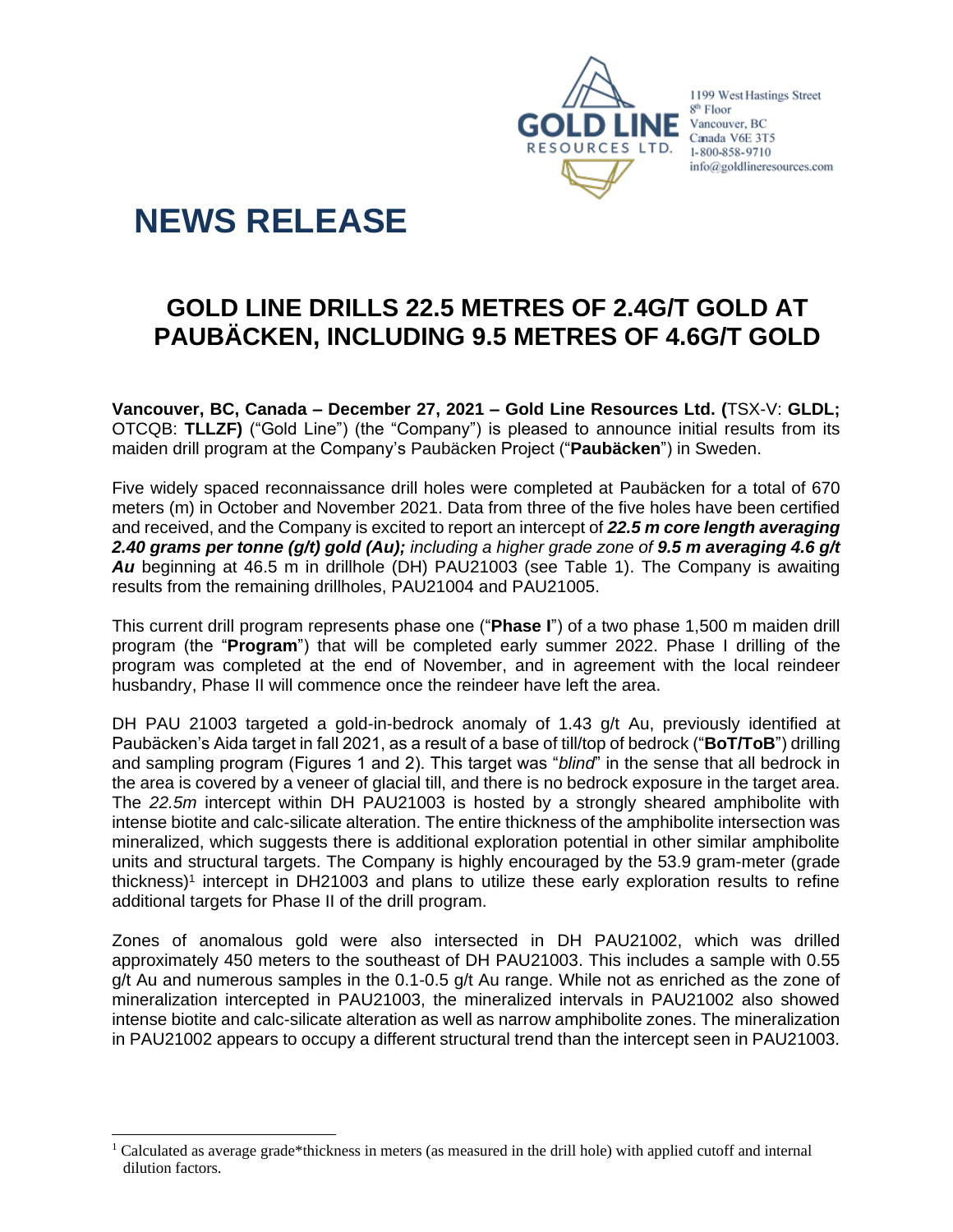GOLD LINE RESOURCES LTD.

1199 West Hastings Street
8th Floor
Vancouver, BC
Canada V6E 3T5
1-800-858-9710
info@goldlineresources.com

# NEWS RELEASE

## GOLD LINE DRILLS 22.5 METRES OF 2.4G/T GOLD AT PAUBÄCKEN, INCLUDING 9.5 METRES OF 4.6G/T GOLD

**Vancouver, BC, Canada – December 27, 2021 – Gold Line Resources Ltd. (**TSX-V: **GLDL;** OTCQB: **TLLZF)** ("Gold Line") (the "Company") is pleased to announce initial results from its maiden drill program at the Company's Paubäcken Project ("**Paubäcken**") in Sweden.

Five widely spaced reconnaissance drill holes were completed at Paubäcken for a total of 670 meters (m) in October and November 2021. Data from three of the five holes have been certified and received, and the Company is excited to report an intercept of ***22.5 m core length averaging 2.40 grams per tonne (g/t) gold (Au);*** *including a higher grade zone of* ***9.5 m averaging 4.6 g/t Au*** beginning at 46.5 m in drillhole (DH) PAU21003 (see Table 1). The Company is awaiting results from the remaining drillholes, PAU21004 and PAU21005.

This current drill program represents phase one ("**Phase I**") of a two phase 1,500 m maiden drill program (the "**Program**") that will be completed early summer 2022. Phase I drilling of the program was completed at the end of November, and in agreement with the local reindeer husbandry, Phase II will commence once the reindeer have left the area.

DH PAU 21003 targeted a gold-in-bedrock anomaly of 1.43 g/t Au, previously identified at Paubäcken's Aida target in fall 2021, as a result of a base of till/top of bedrock ("**BoT/ToB**") drilling and sampling program (Figures 1 and 2). This target was "*blind*" in the sense that all bedrock in the area is covered by a veneer of glacial till, and there is no bedrock exposure in the target area. The *22.5m* intercept within DH PAU21003 is hosted by a strongly sheared amphibolite with intense biotite and calc-silicate alteration. The entire thickness of the amphibolite intersection was mineralized, which suggests there is additional exploration potential in other similar amphibolite units and structural targets. The Company is highly encouraged by the 53.9 gram-meter (grade thickness)[1] intercept in DH21003 and plans to utilize these early exploration results to refine additional targets for Phase II of the drill program.

Zones of anomalous gold were also intersected in DH PAU21002, which was drilled approximately 450 meters to the southeast of DH PAU21003. This includes a sample with 0.55 g/t Au and numerous samples in the 0.1-0.5 g/t Au range. While not as enriched as the zone of mineralization intercepted in PAU21003, the mineralized intervals in PAU21002 also showed intense biotite and calc-silicate alteration as well as narrow amphibolite zones. The mineralization in PAU21002 appears to occupy a different structural trend than the intercept seen in PAU21003.

[1] Calculated as average grade*thickness in meters (as measured in the drill hole) with applied cutoff and internal dilution factors.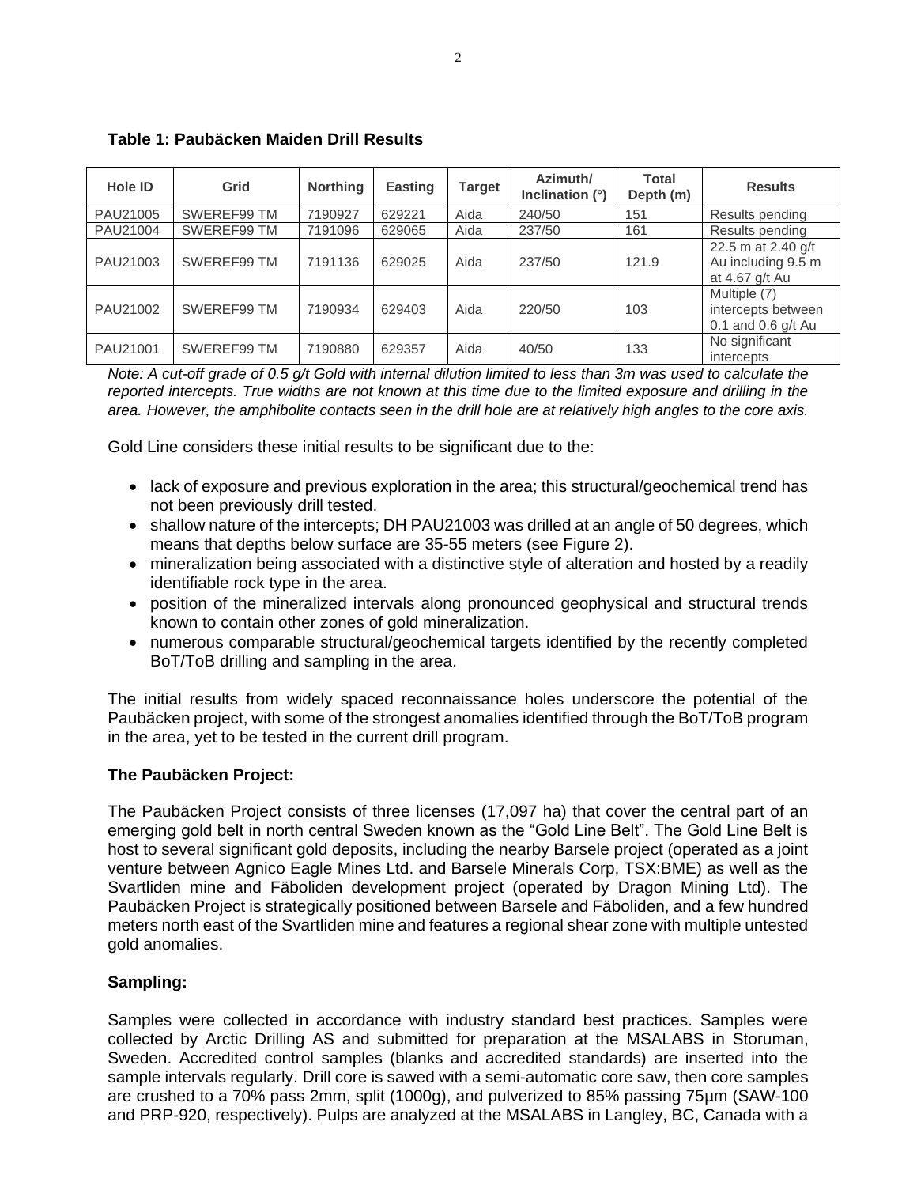**Table 1: Paubäcken Maiden Drill Results**

| Hole ID | Grid | Northing | Easting | Target | Azimuth/ Inclination (°) | Total Depth (m) | Results |
|---|---|---|---|---|---|---|---|
| PAU21005 | SWEREF99 TM | 7190927 | 629221 | Aida | 240/50 | 151 | Results pending |
| PAU21004 | SWEREF99 TM | 7191096 | 629065 | Aida | 237/50 | 161 | Results pending |
| PAU21003 | SWEREF99 TM | 7191136 | 629025 | Aida | 237/50 | 121.9 | 22.5 m at 2.40 g/t Au including 9.5 m at 4.67 g/t Au |
| PAU21002 | SWEREF99 TM | 7190934 | 629403 | Aida | 220/50 | 103 | Multiple (7) intercepts between 0.1 and 0.6 g/t Au |
| PAU21001 | SWEREF99 TM | 7190880 | 629357 | Aida | 40/50 | 133 | No significant intercepts |

*Note: A cut-off grade of 0.5 g/t Gold with internal dilution limited to less than 3m was used to calculate the reported intercepts. True widths are not known at this time due to the limited exposure and drilling in the area. However, the amphibolite contacts seen in the drill hole are at relatively high angles to the core axis.*

Gold Line considers these initial results to be significant due to the:

- lack of exposure and previous exploration in the area; this structural/geochemical trend has not been previously drill tested.
- shallow nature of the intercepts; DH PAU21003 was drilled at an angle of 50 degrees, which means that depths below surface are 35-55 meters (see Figure 2).
- mineralization being associated with a distinctive style of alteration and hosted by a readily identifiable rock type in the area.
- position of the mineralized intervals along pronounced geophysical and structural trends known to contain other zones of gold mineralization.
- numerous comparable structural/geochemical targets identified by the recently completed BoT/ToB drilling and sampling in the area.

The initial results from widely spaced reconnaissance holes underscore the potential of the Paubäcken project, with some of the strongest anomalies identified through the BoT/ToB program in the area, yet to be tested in the current drill program.

**The Paubäcken Project:**

The Paubäcken Project consists of three licenses (17,097 ha) that cover the central part of an emerging gold belt in north central Sweden known as the "Gold Line Belt". The Gold Line Belt is host to several significant gold deposits, including the nearby Barsele project (operated as a joint venture between Agnico Eagle Mines Ltd. and Barsele Minerals Corp, TSX:BME) as well as the Svartliden mine and Fäboliden development project (operated by Dragon Mining Ltd). The Paubäcken Project is strategically positioned between Barsele and Fäboliden, and a few hundred meters north east of the Svartliden mine and features a regional shear zone with multiple untested gold anomalies.

**Sampling:**

Samples were collected in accordance with industry standard best practices. Samples were collected by Arctic Drilling AS and submitted for preparation at the MSALABS in Storuman, Sweden. Accredited control samples (blanks and accredited standards) are inserted into the sample intervals regularly. Drill core is sawed with a semi-automatic core saw, then core samples are crushed to a 70% pass 2mm, split (1000g), and pulverized to 85% passing 75µm (SAW-100 and PRP-920, respectively). Pulps are analyzed at the MSALABS in Langley, BC, Canada with a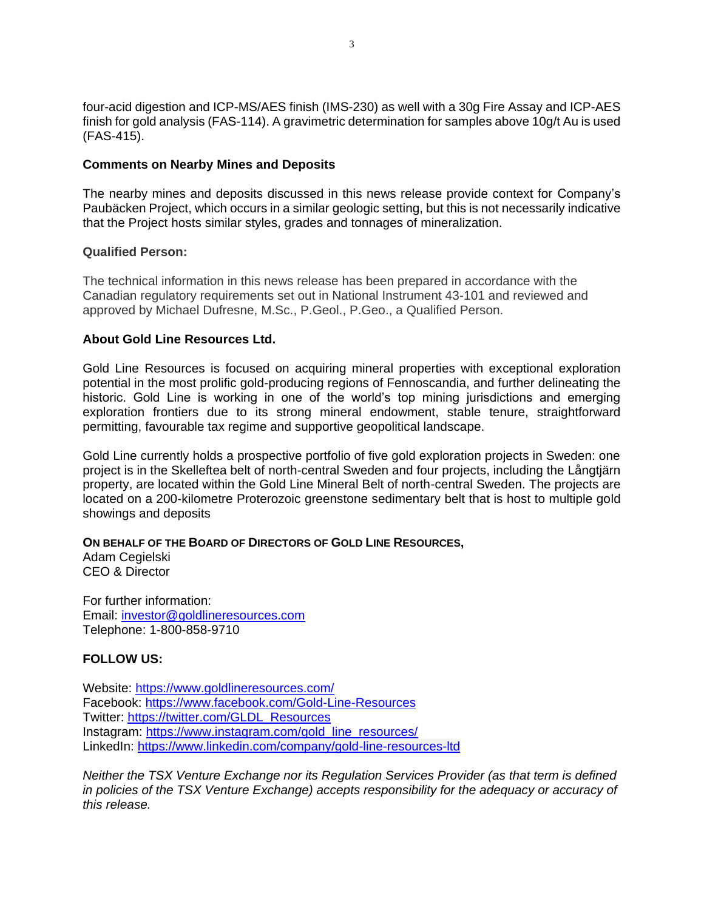four-acid digestion and ICP-MS/AES finish (IMS-230) as well with a 30g Fire Assay and ICP-AES finish for gold analysis (FAS-114). A gravimetric determination for samples above 10g/t Au is used (FAS-415).

**Comments on Nearby Mines and Deposits**

The nearby mines and deposits discussed in this news release provide context for Company's Paubäcken Project, which occurs in a similar geologic setting, but this is not necessarily indicative that the Project hosts similar styles, grades and tonnages of mineralization.

**Qualified Person:**

The technical information in this news release has been prepared in accordance with the Canadian regulatory requirements set out in National Instrument 43-101 and reviewed and approved by Michael Dufresne, M.Sc., P.Geol., P.Geo., a Qualified Person.

**About Gold Line Resources Ltd.**

Gold Line Resources is focused on acquiring mineral properties with exceptional exploration potential in the most prolific gold-producing regions of Fennoscandia, and further delineating the historic. Gold Line is working in one of the world's top mining jurisdictions and emerging exploration frontiers due to its strong mineral endowment, stable tenure, straightforward permitting, favourable tax regime and supportive geopolitical landscape.

Gold Line currently holds a prospective portfolio of five gold exploration projects in Sweden: one project is in the Skelleftea belt of north-central Sweden and four projects, including the Långtjärn property, are located within the Gold Line Mineral Belt of north-central Sweden. The projects are located on a 200-kilometre Proterozoic greenstone sedimentary belt that is host to multiple gold showings and deposits

**ON BEHALF OF THE BOARD OF DIRECTORS OF GOLD LINE RESOURCES,**
Adam Cegielski
CEO & Director

For further information:
Email: investor@goldlineresources.com
Telephone: 1-800-858-9710

**FOLLOW US:**

Website: https://www.goldlineresources.com/
Facebook: https://www.facebook.com/Gold-Line-Resources
Twitter: https://twitter.com/GLDL_Resources
Instagram: https://www.instagram.com/gold_line_resources/
LinkedIn: https://www.linkedin.com/company/gold-line-resources-ltd

*Neither the TSX Venture Exchange nor its Regulation Services Provider (as that term is defined in policies of the TSX Venture Exchange) accepts responsibility for the adequacy or accuracy of this release.*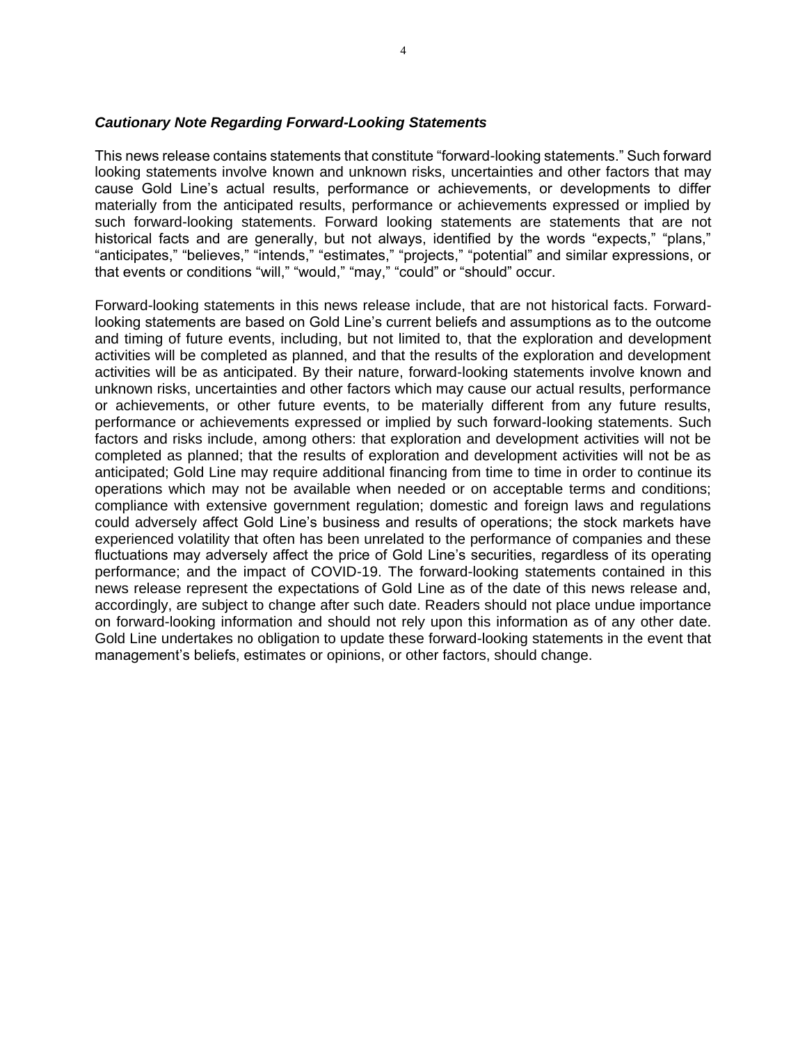### ***Cautionary Note Regarding Forward-Looking Statements***

This news release contains statements that constitute "forward-looking statements." Such forward looking statements involve known and unknown risks, uncertainties and other factors that may cause Gold Line's actual results, performance or achievements, or developments to differ materially from the anticipated results, performance or achievements expressed or implied by such forward-looking statements. Forward looking statements are statements that are not historical facts and are generally, but not always, identified by the words "expects," "plans," "anticipates," "believes," "intends," "estimates," "projects," "potential" and similar expressions, or that events or conditions "will," "would," "may," "could" or "should" occur.

Forward-looking statements in this news release include, that are not historical facts. Forward-looking statements are based on Gold Line's current beliefs and assumptions as to the outcome and timing of future events, including, but not limited to, that the exploration and development activities will be completed as planned, and that the results of the exploration and development activities will be as anticipated. By their nature, forward-looking statements involve known and unknown risks, uncertainties and other factors which may cause our actual results, performance or achievements, or other future events, to be materially different from any future results, performance or achievements expressed or implied by such forward-looking statements. Such factors and risks include, among others: that exploration and development activities will not be completed as planned; that the results of exploration and development activities will not be as anticipated; Gold Line may require additional financing from time to time in order to continue its operations which may not be available when needed or on acceptable terms and conditions; compliance with extensive government regulation; domestic and foreign laws and regulations could adversely affect Gold Line's business and results of operations; the stock markets have experienced volatility that often has been unrelated to the performance of companies and these fluctuations may adversely affect the price of Gold Line's securities, regardless of its operating performance; and the impact of COVID-19. The forward-looking statements contained in this news release represent the expectations of Gold Line as of the date of this news release and, accordingly, are subject to change after such date. Readers should not place undue importance on forward-looking information and should not rely upon this information as of any other date. Gold Line undertakes no obligation to update these forward-looking statements in the event that management's beliefs, estimates or opinions, or other factors, should change.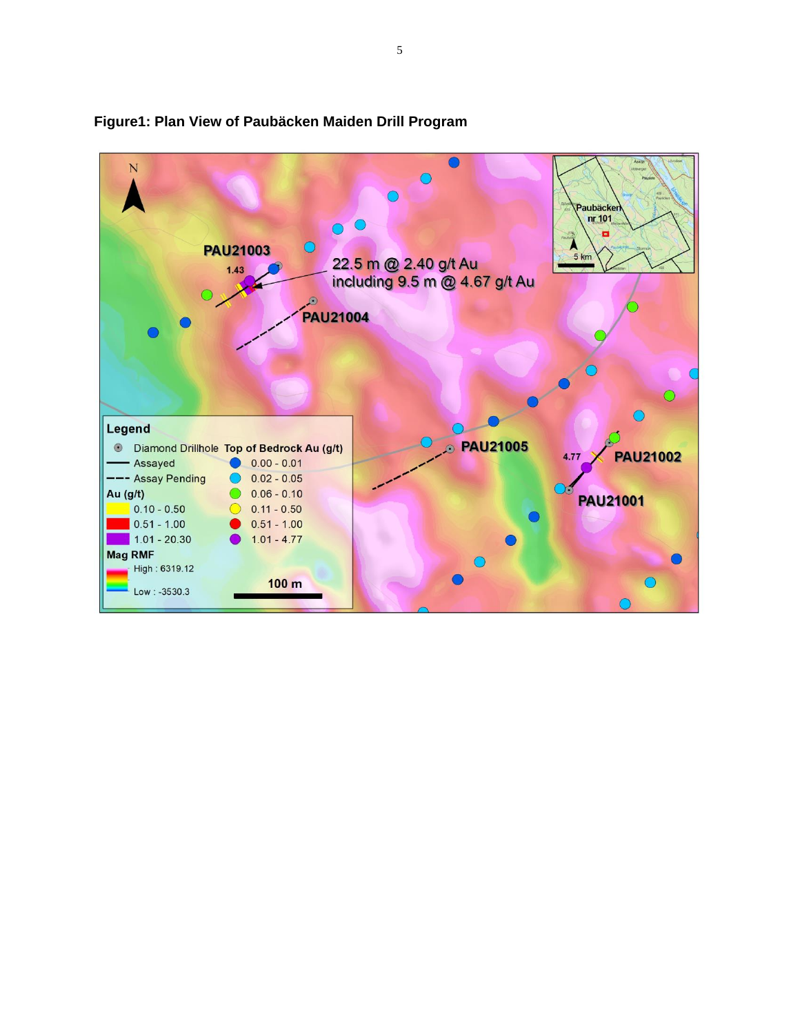**Figure1: Plan View of Paubäcken Maiden Drill Program**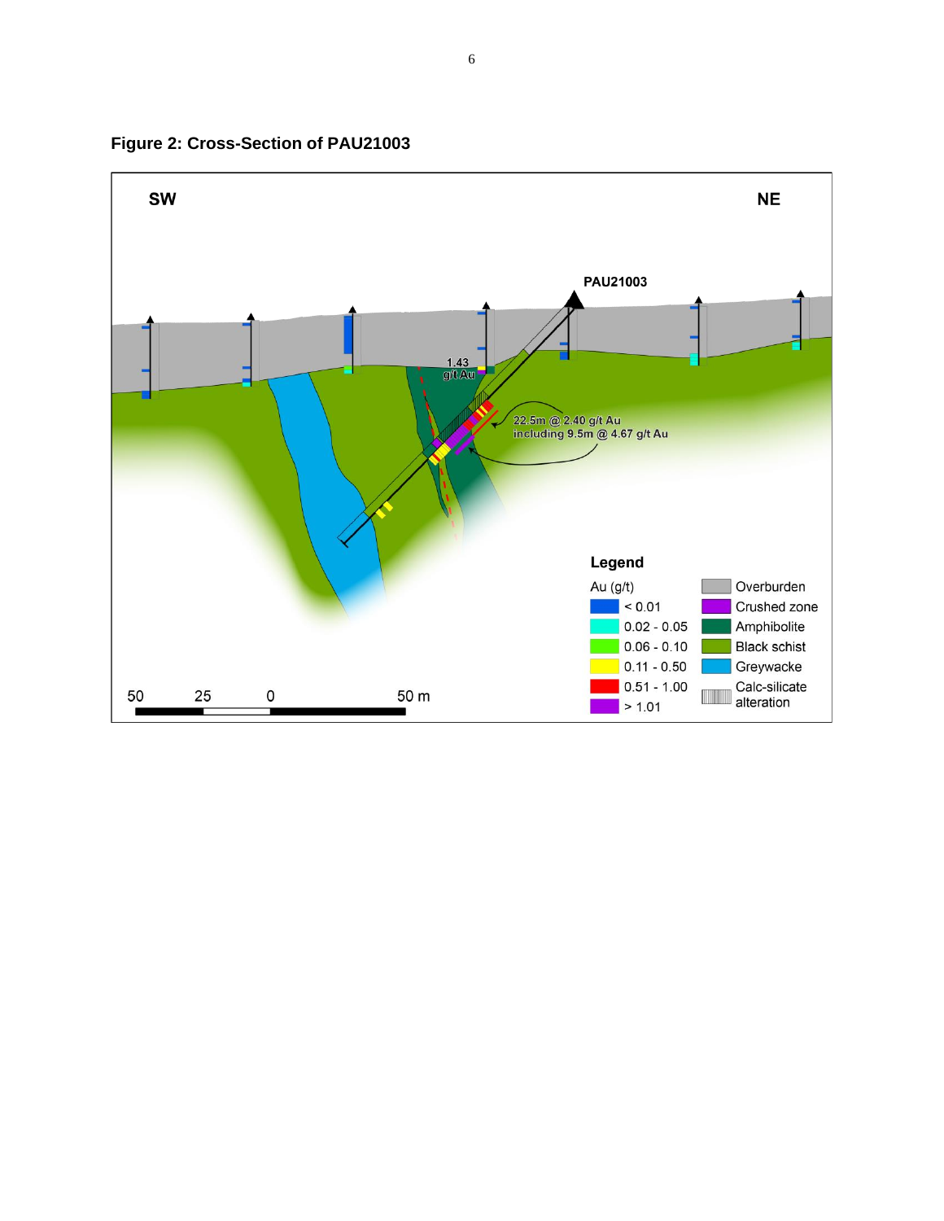**Figure 2: Cross-Section of PAU21003**

SW

NE

PAU21003

1.43 g/t Au

22.5m @ 2.40 g/t Au
including 9.5m @ 4.67 g/t Au

Legend

Au (g/t)

< 0.01

0.02 - 0.05

0.06 - 0.10

0.11 - 0.50

0.51 - 1.00

> 1.01

Overburden

Crushed zone

Amphibolite

Black schist

Greywacke

Calc-silicate alteration

50 25 0 50 m